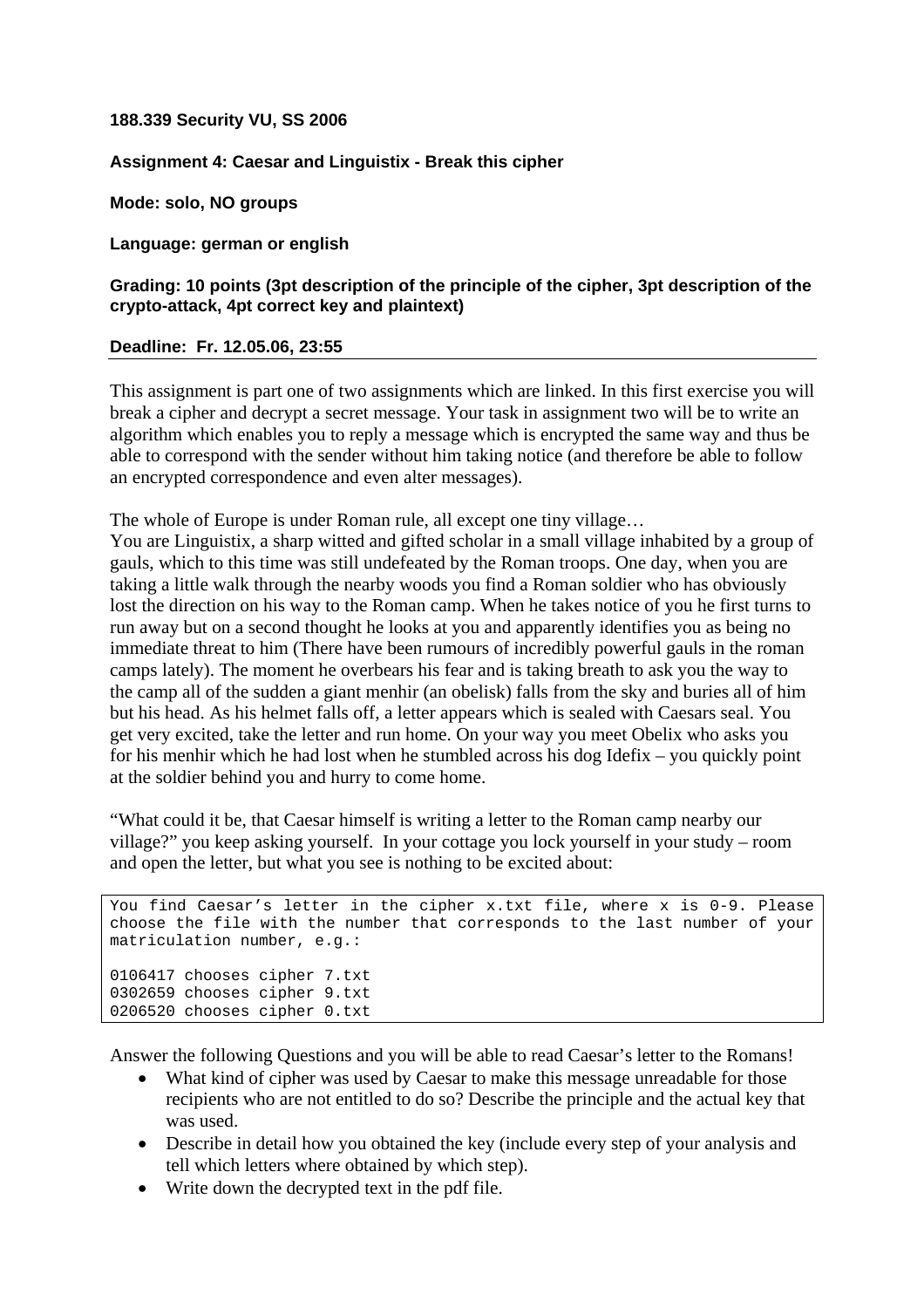**188.339 Security VU, SS 2006**

**Assignment 4: Caesar and Linguistix - Break this cipher**

**Mode: solo, NO groups**

**Language: german or english**

**Grading: 10 points (3pt description of the principle of the cipher, 3pt description of the crypto-attack, 4pt correct key and plaintext)**

**Deadline: Fr. 12.05.06, 23:55**

---

This assignment is part one of two assignments which are linked. In this first exercise you will break a cipher and decrypt a secret message. Your task in assignment two will be to write an algorithm which enables you to reply a message which is encrypted the same way and thus be able to correspond with the sender without him taking notice (and therefore be able to follow an encrypted correspondence and even alter messages).

The whole of Europe is under Roman rule, all except one tiny village…
You are Linguistix, a sharp witted and gifted scholar in a small village inhabited by a group of gauls, which to this time was still undefeated by the Roman troops. One day, when you are taking a little walk through the nearby woods you find a Roman soldier who has obviously lost the direction on his way to the Roman camp. When he takes notice of you he first turns to run away but on a second thought he looks at you and apparently identifies you as being no immediate threat to him (There have been rumours of incredibly powerful gauls in the roman camps lately). The moment he overbears his fear and is taking breath to ask you the way to the camp all of the sudden a giant menhir (an obelisk) falls from the sky and buries all of him but his head. As his helmet falls off, a letter appears which is sealed with Caesars seal. You get very excited, take the letter and run home. On your way you meet Obelix who asks you for his menhir which he had lost when he stumbled across his dog Idefix – you quickly point at the soldier behind you and hurry to come home.

"What could it be, that Caesar himself is writing a letter to the Roman camp nearby our village?" you keep asking yourself. In your cottage you lock yourself in your study – room and open the letter, but what you see is nothing to be excited about:

```
You find Caesar's letter in the cipher x.txt file, where x is 0-9. Please
choose the file with the number that corresponds to the last number of your
matriculation number, e.g.:

0106417 chooses cipher 7.txt
0302659 chooses cipher 9.txt
0206520 chooses cipher 0.txt
```

Answer the following Questions and you will be able to read Caesar's letter to the Romans!

- What kind of cipher was used by Caesar to make this message unreadable for those recipients who are not entitled to do so? Describe the principle and the actual key that was used.
- Describe in detail how you obtained the key (include every step of your analysis and tell which letters where obtained by which step).
- Write down the decrypted text in the pdf file.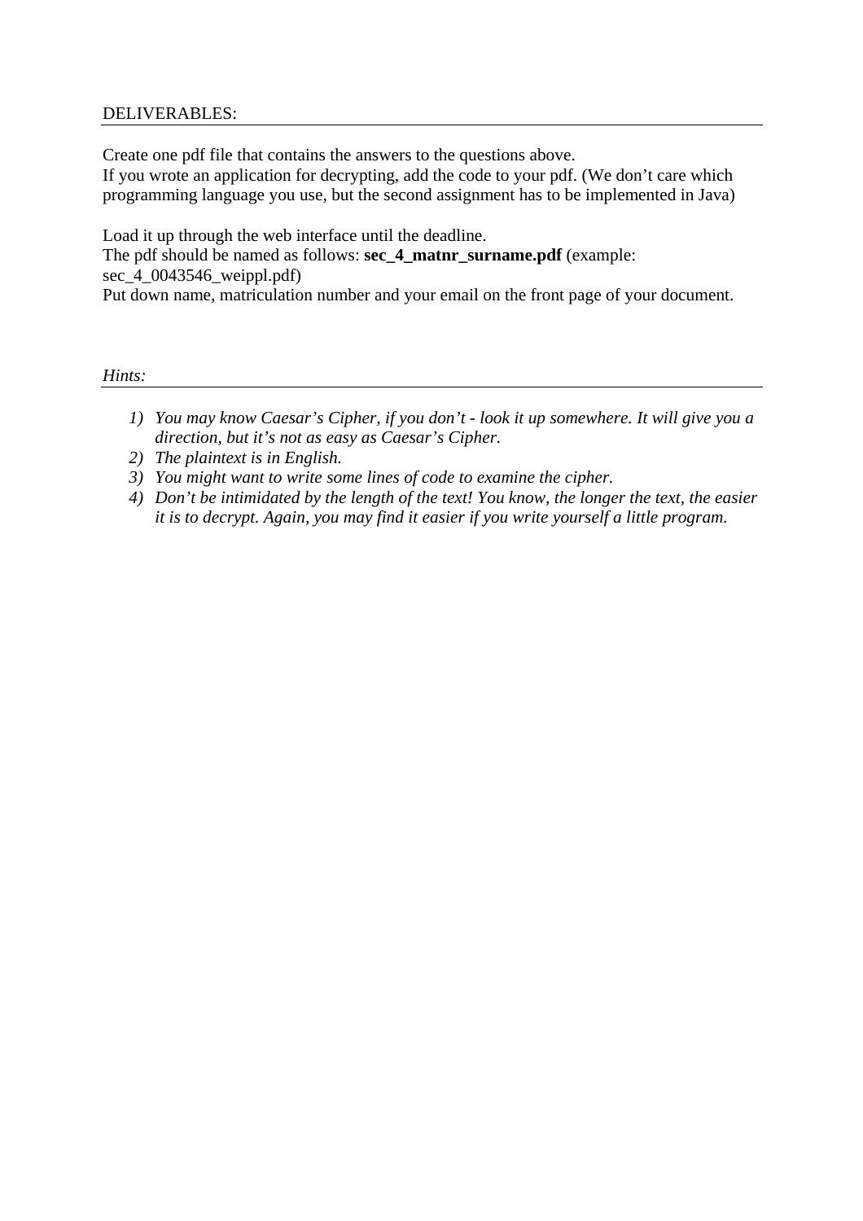## DELIVERABLES:

Create one pdf file that contains the answers to the questions above.
If you wrote an application for decrypting, add the code to your pdf. (We don't care which programming language you use, but the second assignment has to be implemented in Java)

Load it up through the web interface until the deadline.
The pdf should be named as follows: **sec_4_matnr_surname.pdf** (example: sec_4_0043546_weippl.pdf)
Put down name, matriculation number and your email on the front page of your document.

## *Hints:*

1) *You may know Caesar's Cipher, if you don't - look it up somewhere. It will give you a direction, but it's not as easy as Caesar's Cipher.*
2) *The plaintext is in English.*
3) *You might want to write some lines of code to examine the cipher.*
4) *Don't be intimidated by the length of the text! You know, the longer the text, the easier it is to decrypt. Again, you may find it easier if you write yourself a little program.*